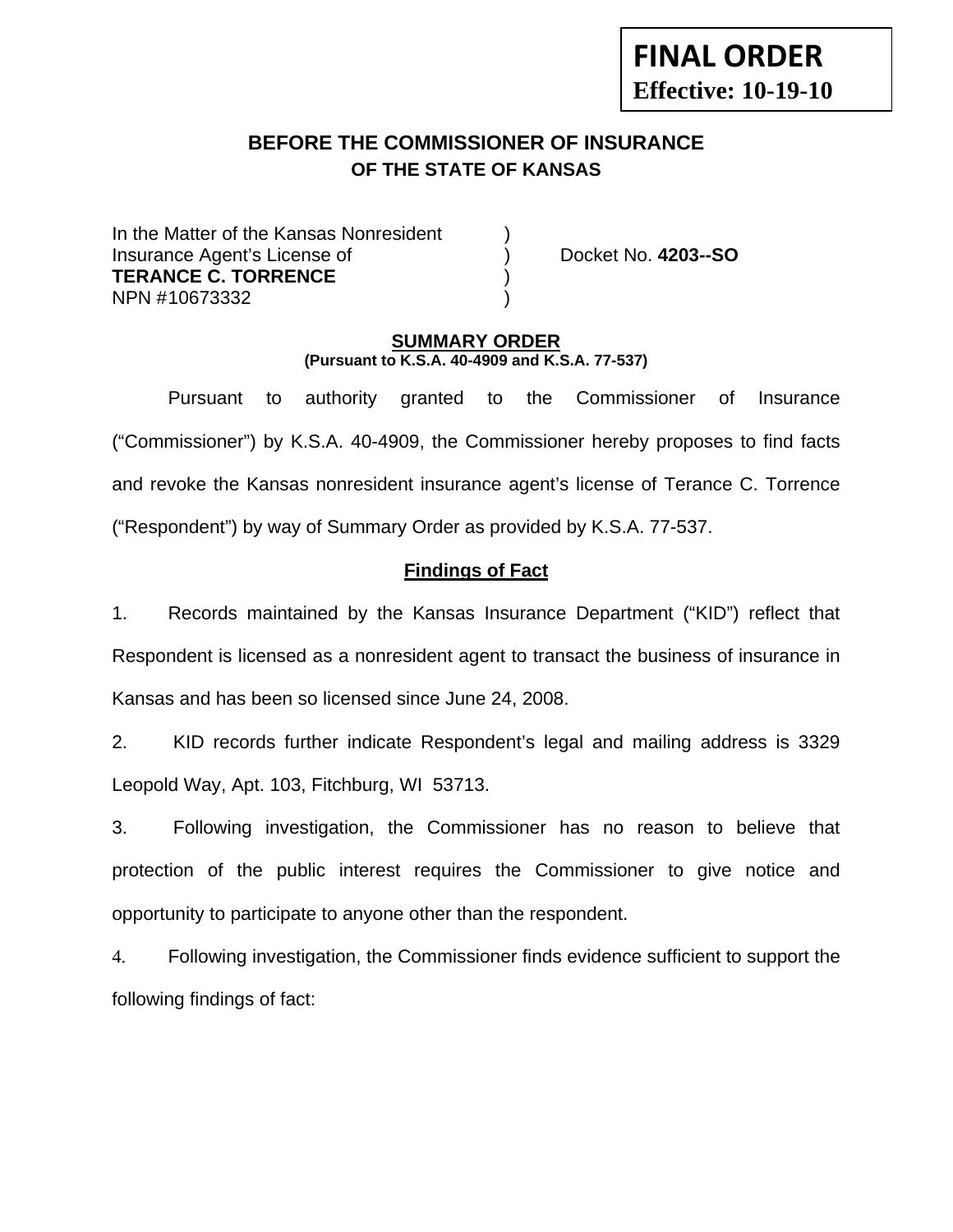**FINAL ORDER**
**Effective: 10-19-10**

# BEFORE THE COMMISSIONER OF INSURANCE
## OF THE STATE OF KANSAS

In the Matter of the Kansas Nonresident )
Insurance Agent's License of ) Docket No. **4203--SO**
**TERANCE C. TORRENCE** )
NPN #10673332 )

**SUMMARY ORDER**
**(Pursuant to K.S.A. 40-4909 and K.S.A. 77-537)**

Pursuant to authority granted to the Commissioner of Insurance ("Commissioner") by K.S.A. 40-4909, the Commissioner hereby proposes to find facts and revoke the Kansas nonresident insurance agent's license of Terance C. Torrence ("Respondent") by way of Summary Order as provided by K.S.A. 77-537.

**Findings of Fact**

1. Records maintained by the Kansas Insurance Department ("KID") reflect that Respondent is licensed as a nonresident agent to transact the business of insurance in Kansas and has been so licensed since June 24, 2008.

2. KID records further indicate Respondent's legal and mailing address is 3329 Leopold Way, Apt. 103, Fitchburg, WI 53713.

3. Following investigation, the Commissioner has no reason to believe that protection of the public interest requires the Commissioner to give notice and opportunity to participate to anyone other than the respondent.

4. Following investigation, the Commissioner finds evidence sufficient to support the following findings of fact: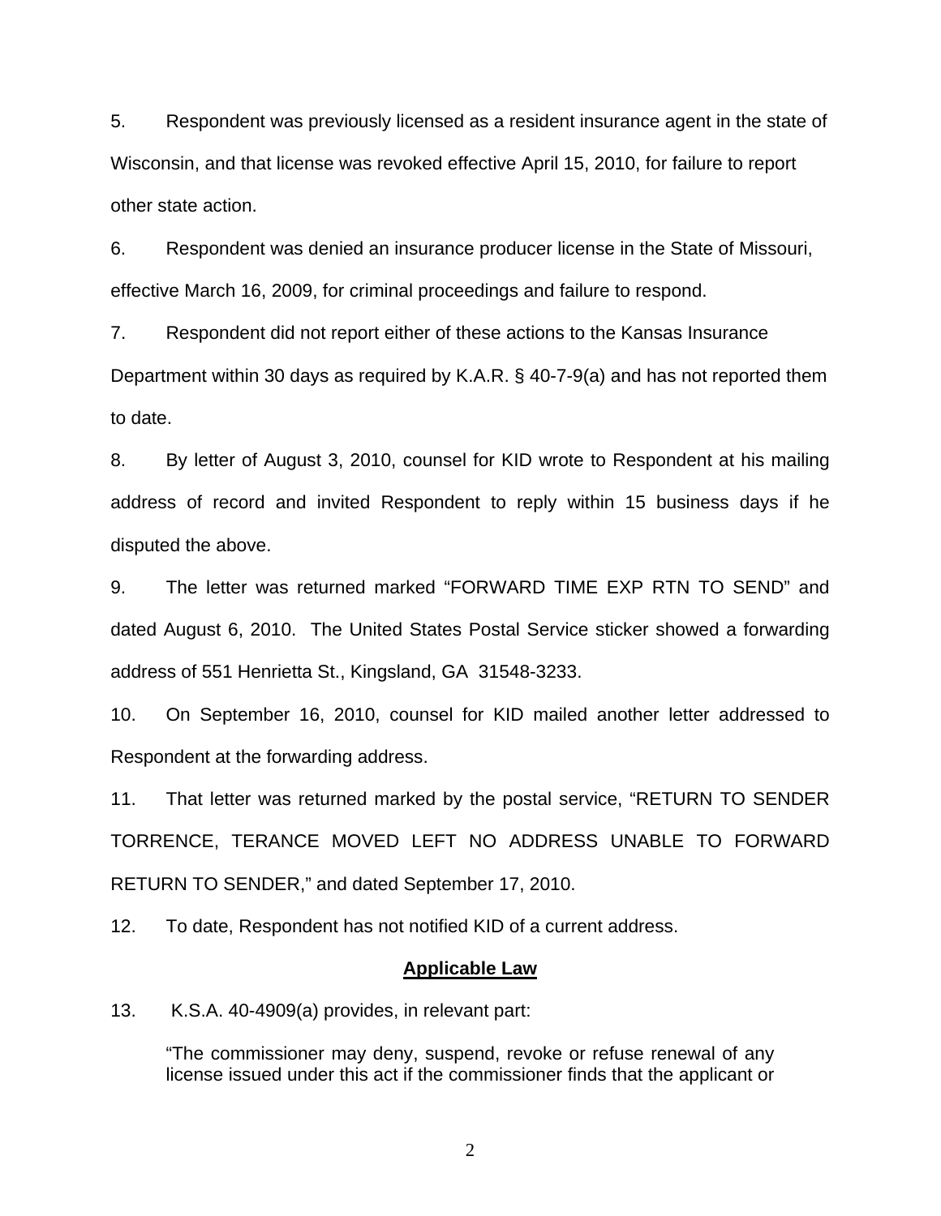5. Respondent was previously licensed as a resident insurance agent in the state of Wisconsin, and that license was revoked effective April 15, 2010, for failure to report other state action.

6. Respondent was denied an insurance producer license in the State of Missouri, effective March 16, 2009, for criminal proceedings and failure to respond.

7. Respondent did not report either of these actions to the Kansas Insurance Department within 30 days as required by K.A.R. § 40-7-9(a) and has not reported them to date.

8. By letter of August 3, 2010, counsel for KID wrote to Respondent at his mailing address of record and invited Respondent to reply within 15 business days if he disputed the above.

9. The letter was returned marked "FORWARD TIME EXP RTN TO SEND" and dated August 6, 2010. The United States Postal Service sticker showed a forwarding address of 551 Henrietta St., Kingsland, GA 31548-3233.

10. On September 16, 2010, counsel for KID mailed another letter addressed to Respondent at the forwarding address.

11. That letter was returned marked by the postal service, "RETURN TO SENDER TORRENCE, TERANCE MOVED LEFT NO ADDRESS UNABLE TO FORWARD RETURN TO SENDER," and dated September 17, 2010.

12. To date, Respondent has not notified KID of a current address.

## Applicable Law

13. K.S.A. 40-4909(a) provides, in relevant part:

> "The commissioner may deny, suspend, revoke or refuse renewal of any license issued under this act if the commissioner finds that the applicant or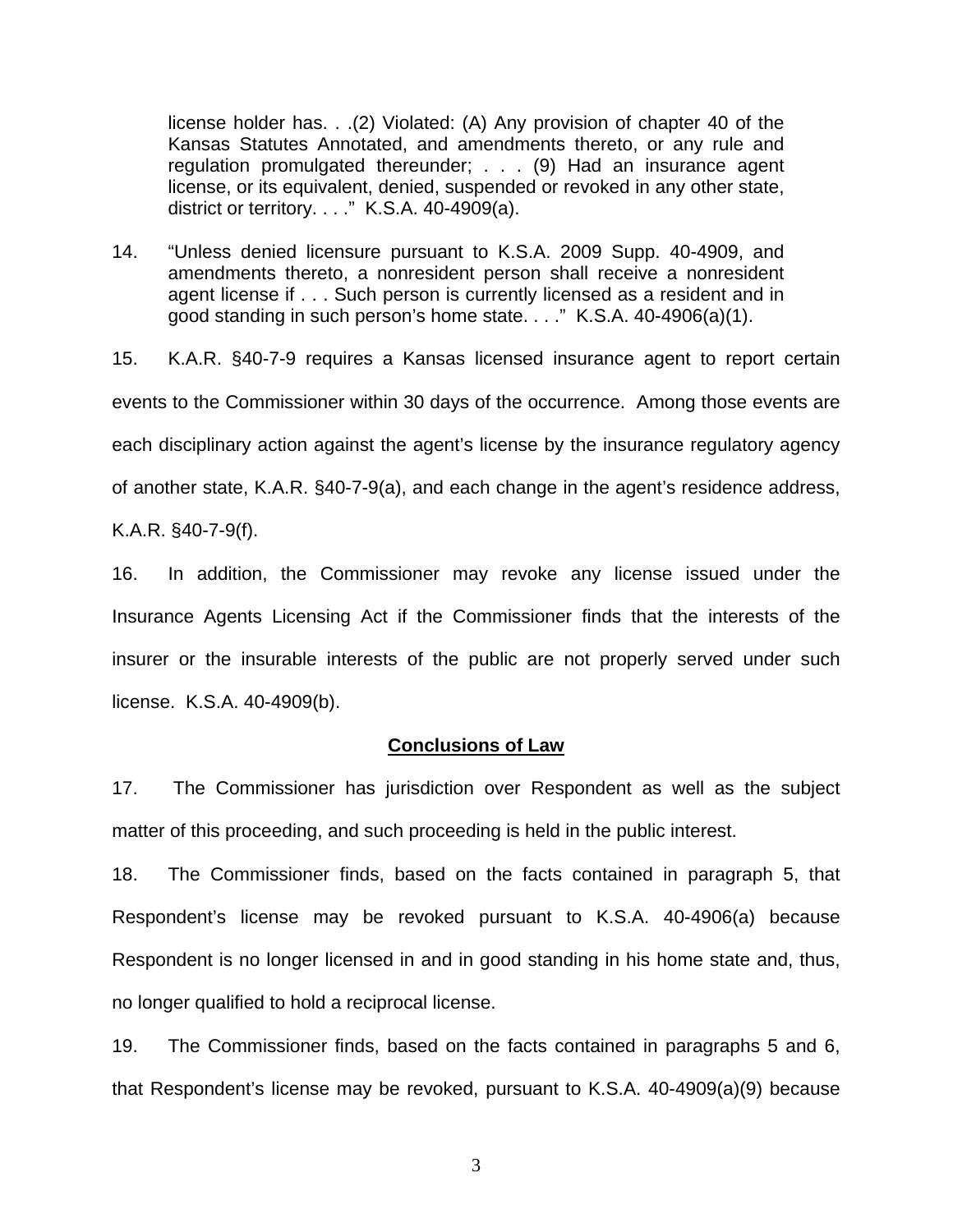> license holder has. . .(2) Violated: (A) Any provision of chapter 40 of the Kansas Statutes Annotated, and amendments thereto, or any rule and regulation promulgated thereunder; . . . (9) Had an insurance agent license, or its equivalent, denied, suspended or revoked in any other state, district or territory. . . ." K.S.A. 40-4909(a).

14. "Unless denied licensure pursuant to K.S.A. 2009 Supp. 40-4909, and amendments thereto, a nonresident person shall receive a nonresident agent license if . . . Such person is currently licensed as a resident and in good standing in such person's home state. . . ." K.S.A. 40-4906(a)(1).

15. K.A.R. §40-7-9 requires a Kansas licensed insurance agent to report certain events to the Commissioner within 30 days of the occurrence. Among those events are each disciplinary action against the agent's license by the insurance regulatory agency of another state, K.A.R. §40-7-9(a), and each change in the agent's residence address, K.A.R. §40-7-9(f).

16. In addition, the Commissioner may revoke any license issued under the Insurance Agents Licensing Act if the Commissioner finds that the interests of the insurer or the insurable interests of the public are not properly served under such license. K.S.A. 40-4909(b).

## Conclusions of Law

17. The Commissioner has jurisdiction over Respondent as well as the subject matter of this proceeding, and such proceeding is held in the public interest.

18. The Commissioner finds, based on the facts contained in paragraph 5, that Respondent's license may be revoked pursuant to K.S.A. 40-4906(a) because Respondent is no longer licensed in and in good standing in his home state and, thus, no longer qualified to hold a reciprocal license.

19. The Commissioner finds, based on the facts contained in paragraphs 5 and 6, that Respondent's license may be revoked, pursuant to K.S.A. 40-4909(a)(9) because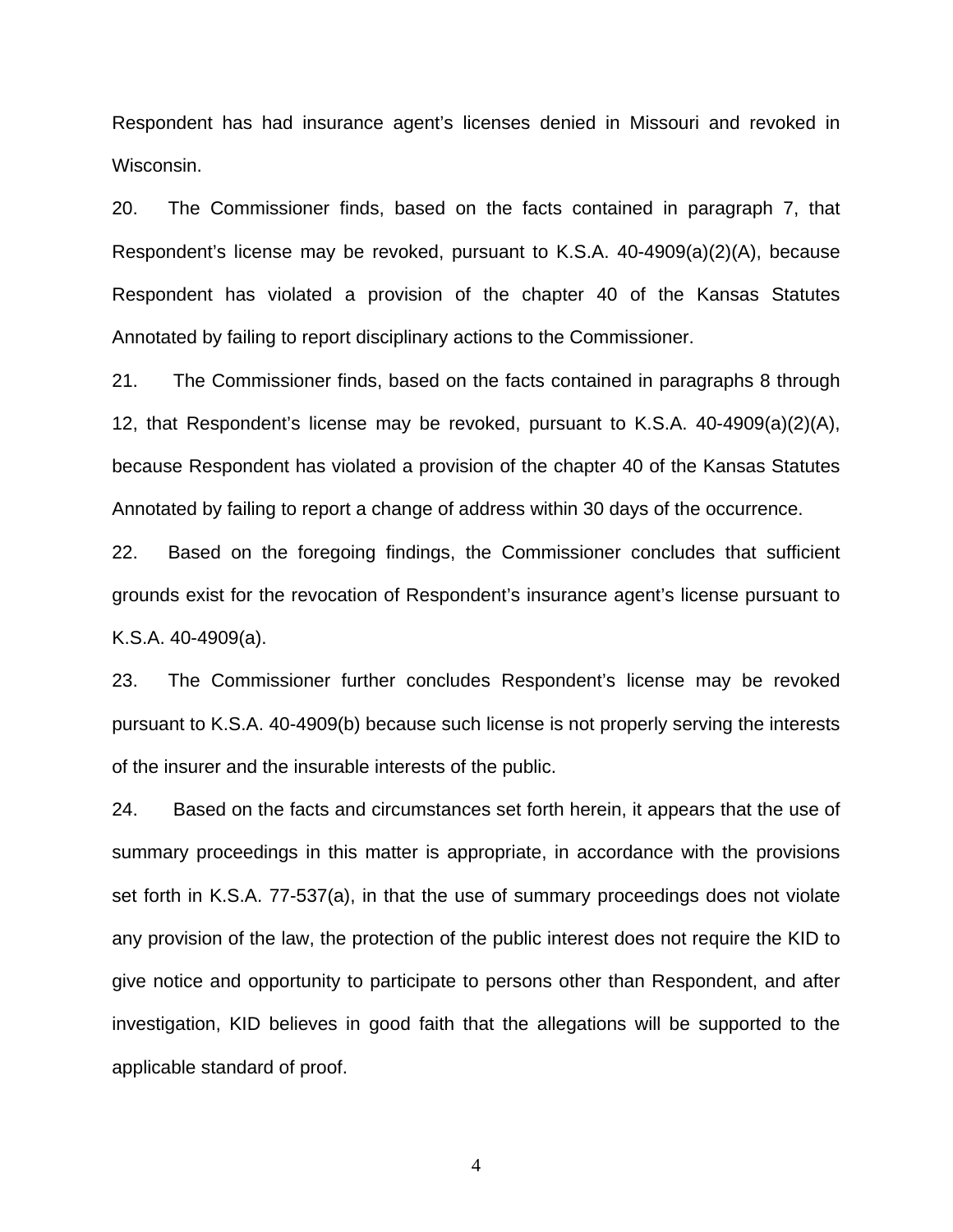Respondent has had insurance agent's licenses denied in Missouri and revoked in Wisconsin.

20. The Commissioner finds, based on the facts contained in paragraph 7, that Respondent's license may be revoked, pursuant to K.S.A. 40-4909(a)(2)(A), because Respondent has violated a provision of the chapter 40 of the Kansas Statutes Annotated by failing to report disciplinary actions to the Commissioner.

21. The Commissioner finds, based on the facts contained in paragraphs 8 through 12, that Respondent's license may be revoked, pursuant to K.S.A. 40-4909(a)(2)(A), because Respondent has violated a provision of the chapter 40 of the Kansas Statutes Annotated by failing to report a change of address within 30 days of the occurrence.

22. Based on the foregoing findings, the Commissioner concludes that sufficient grounds exist for the revocation of Respondent's insurance agent's license pursuant to K.S.A. 40-4909(a).

23. The Commissioner further concludes Respondent's license may be revoked pursuant to K.S.A. 40-4909(b) because such license is not properly serving the interests of the insurer and the insurable interests of the public.

24. Based on the facts and circumstances set forth herein, it appears that the use of summary proceedings in this matter is appropriate, in accordance with the provisions set forth in K.S.A. 77-537(a), in that the use of summary proceedings does not violate any provision of the law, the protection of the public interest does not require the KID to give notice and opportunity to participate to persons other than Respondent, and after investigation, KID believes in good faith that the allegations will be supported to the applicable standard of proof.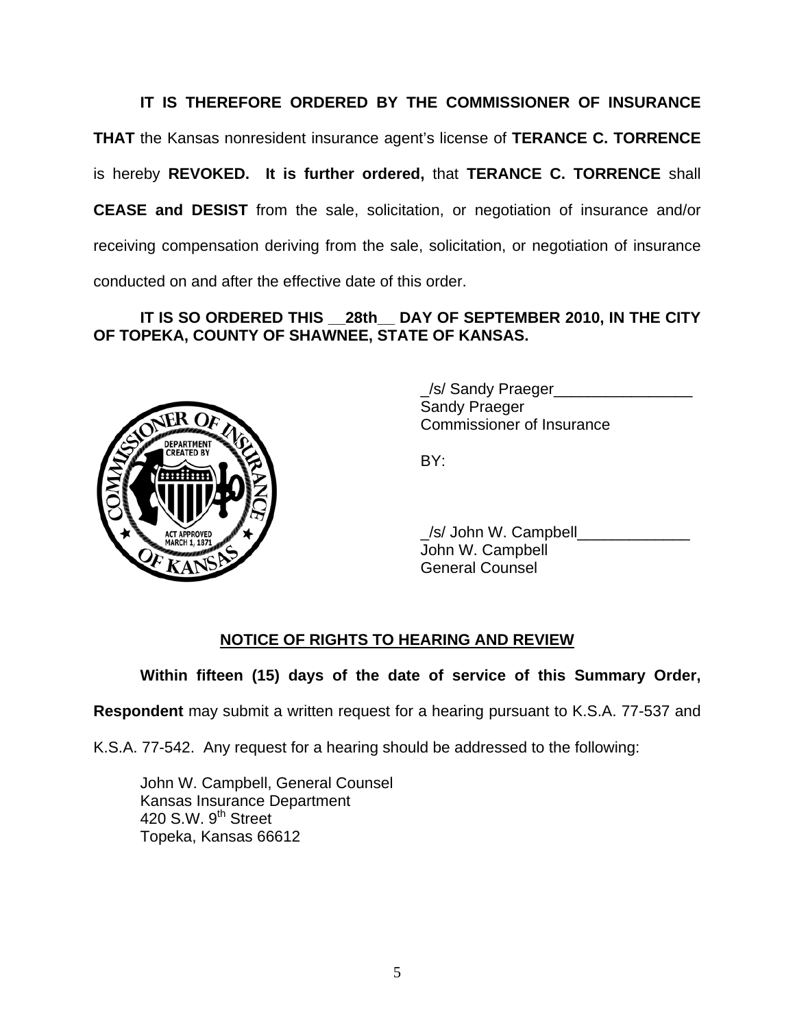**IT IS THEREFORE ORDERED BY THE COMMISSIONER OF INSURANCE THAT** the Kansas nonresident insurance agent's license of **TERANCE C. TORRENCE** is hereby **REVOKED. It is further ordered,** that **TERANCE C. TORRENCE** shall **CEASE and DESIST** from the sale, solicitation, or negotiation of insurance and/or receiving compensation deriving from the sale, solicitation, or negotiation of insurance conducted on and after the effective date of this order.

**IT IS SO ORDERED THIS __28th__ DAY OF SEPTEMBER 2010, IN THE CITY OF TOPEKA, COUNTY OF SHAWNEE, STATE OF KANSAS.**

_/s/ Sandy Praeger________________
Sandy Praeger
Commissioner of Insurance

BY:

_/s/ John W. Campbell_____________
John W. Campbell
General Counsel

## NOTICE OF RIGHTS TO HEARING AND REVIEW

**Within fifteen (15) days of the date of service of this Summary Order, Respondent** may submit a written request for a hearing pursuant to K.S.A. 77-537 and K.S.A. 77-542. Any request for a hearing should be addressed to the following:

John W. Campbell, General Counsel
Kansas Insurance Department
420 S.W. 9th Street
Topeka, Kansas 66612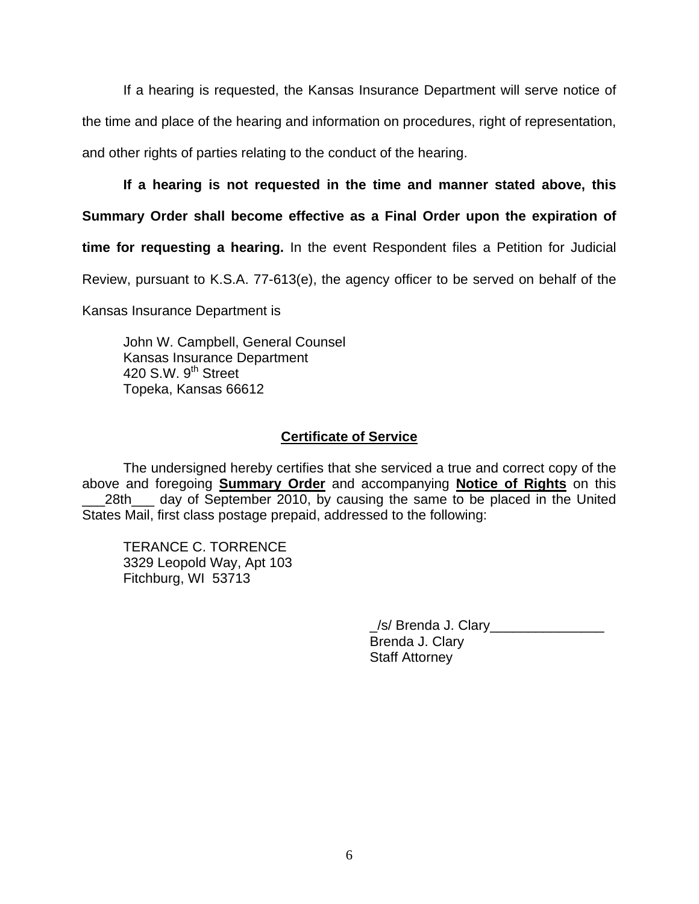If a hearing is requested, the Kansas Insurance Department will serve notice of the time and place of the hearing and information on procedures, right of representation, and other rights of parties relating to the conduct of the hearing.

**If a hearing is not requested in the time and manner stated above, this Summary Order shall become effective as a Final Order upon the expiration of time for requesting a hearing.** In the event Respondent files a Petition for Judicial Review, pursuant to K.S.A. 77-613(e), the agency officer to be served on behalf of the Kansas Insurance Department is

John W. Campbell, General Counsel
Kansas Insurance Department
420 S.W. 9th Street
Topeka, Kansas 66612

## Certificate of Service

The undersigned hereby certifies that she serviced a true and correct copy of the above and foregoing **Summary Order** and accompanying **Notice of Rights** on this ___28th___ day of September 2010, by causing the same to be placed in the United States Mail, first class postage prepaid, addressed to the following:

TERANCE C. TORRENCE
3329 Leopold Way, Apt 103
Fitchburg, WI 53713

_/s/ Brenda J. Clary_______________
Brenda J. Clary
Staff Attorney